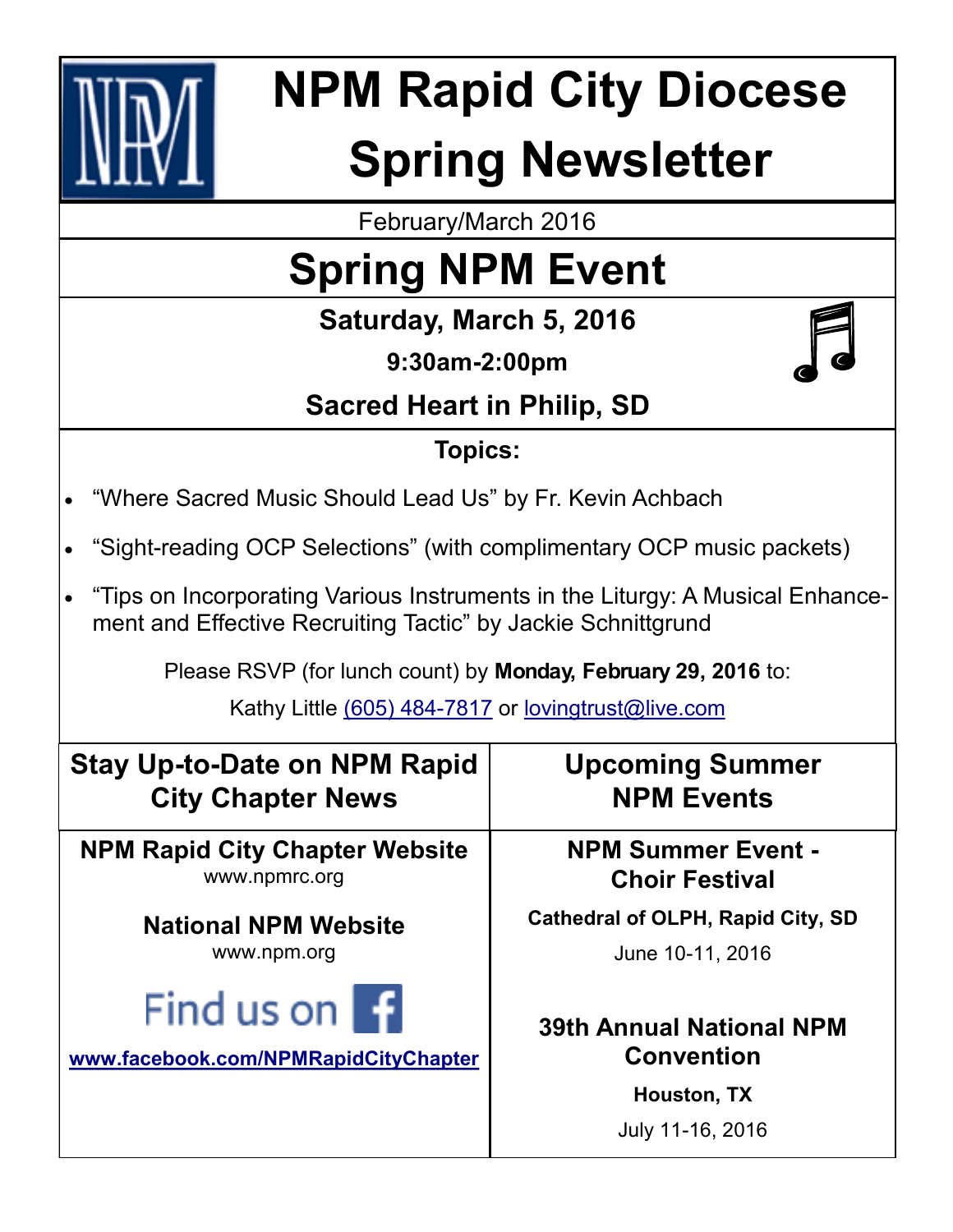# NPM Rapid City Diocese Spring Newsletter

February/March 2016

## Spring NPM Event

**Saturday, March 5, 2016**

**9:30am-2:00pm**

**Sacred Heart in Philip, SD**

**Topics:**

- "Where Sacred Music Should Lead Us" by Fr. Kevin Achbach
- "Sight-reading OCP Selections" (with complimentary OCP music packets)
- "Tips on Incorporating Various Instruments in the Liturgy: A Musical Enhancement and Effective Recruiting Tactic" by Jackie Schnittgrund

Please RSVP (for lunch count) by **Monday, February 29, 2016** to:

Kathy Little (605) 484-7817 or lovingtrust@live.com

## Stay Up-to-Date on NPM Rapid City Chapter News

**NPM Rapid City Chapter Website**
www.npmrc.org

**National NPM Website**
www.npm.org

Find us on Facebook

**www.facebook.com/NPMRapidCityChapter**

## Upcoming Summer NPM Events

**NPM Summer Event - Choir Festival**

**Cathedral of OLPH, Rapid City, SD**

June 10-11, 2016

**39th Annual National NPM Convention**

**Houston, TX**

July 11-16, 2016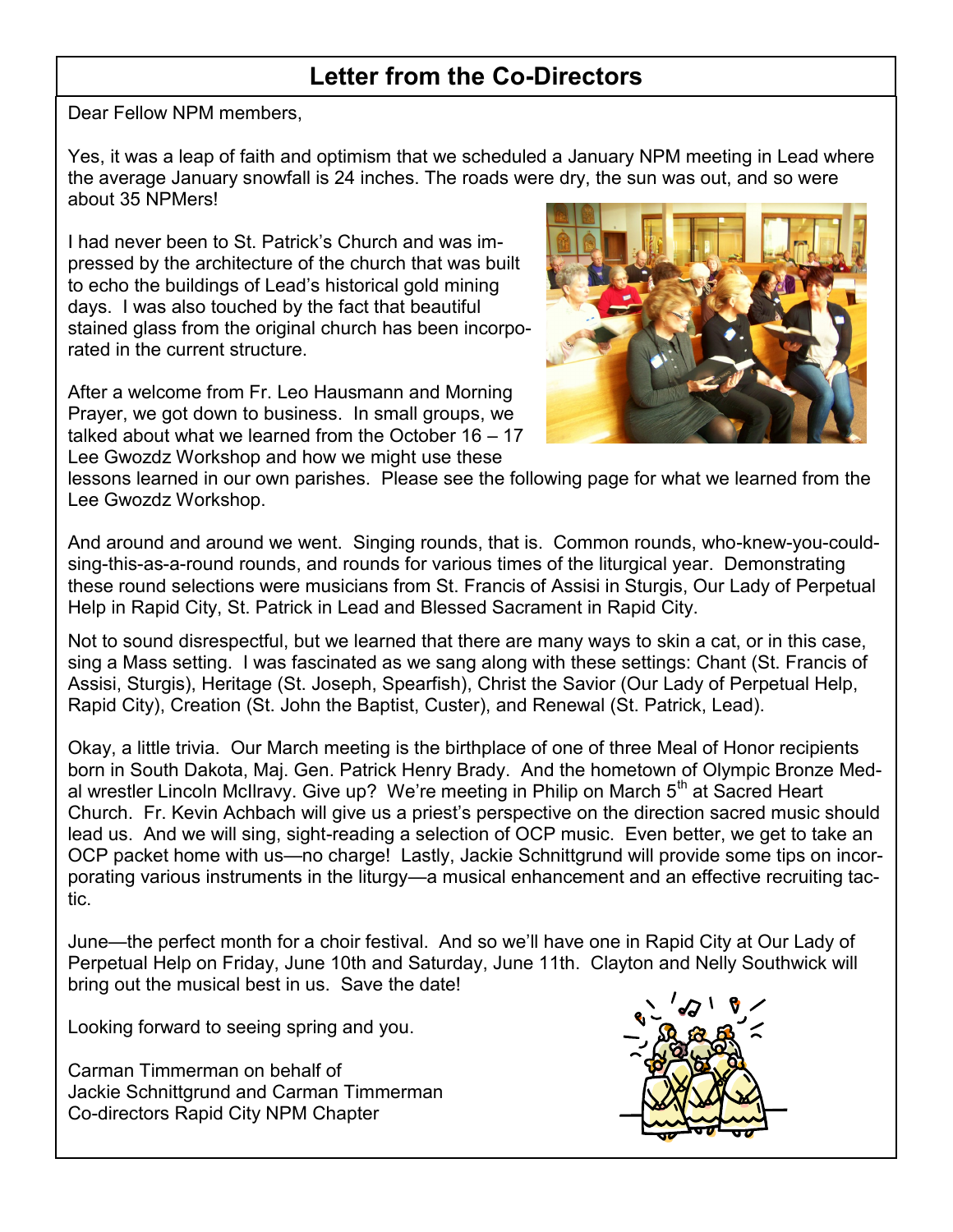## Letter from the Co-Directors

Dear Fellow NPM members,

Yes, it was a leap of faith and optimism that we scheduled a January NPM meeting in Lead where the average January snowfall is 24 inches. The roads were dry, the sun was out, and so were about 35 NPMers!

I had never been to St. Patrick's Church and was impressed by the architecture of the church that was built to echo the buildings of Lead's historical gold mining days. I was also touched by the fact that beautiful stained glass from the original church has been incorporated in the current structure.

After a welcome from Fr. Leo Hausmann and Morning Prayer, we got down to business. In small groups, we talked about what we learned from the October 16 – 17 Lee Gwozdz Workshop and how we might use these lessons learned in our own parishes. Please see the following page for what we learned from the Lee Gwozdz Workshop.

And around and around we went. Singing rounds, that is. Common rounds, who-knew-you-could-sing-this-as-a-round rounds, and rounds for various times of the liturgical year. Demonstrating these round selections were musicians from St. Francis of Assisi in Sturgis, Our Lady of Perpetual Help in Rapid City, St. Patrick in Lead and Blessed Sacrament in Rapid City.

Not to sound disrespectful, but we learned that there are many ways to skin a cat, or in this case, sing a Mass setting. I was fascinated as we sang along with these settings: Chant (St. Francis of Assisi, Sturgis), Heritage (St. Joseph, Spearfish), Christ the Savior (Our Lady of Perpetual Help, Rapid City), Creation (St. John the Baptist, Custer), and Renewal (St. Patrick, Lead).

Okay, a little trivia. Our March meeting is the birthplace of one of three Meal of Honor recipients born in South Dakota, Maj. Gen. Patrick Henry Brady. And the hometown of Olympic Bronze Medal wrestler Lincoln McIlravy. Give up? We're meeting in Philip on March 5th at Sacred Heart Church. Fr. Kevin Achbach will give us a priest's perspective on the direction sacred music should lead us. And we will sing, sight-reading a selection of OCP music. Even better, we get to take an OCP packet home with us—no charge! Lastly, Jackie Schnittgrund will provide some tips on incorporating various instruments in the liturgy—a musical enhancement and an effective recruiting tactic.

June—the perfect month for a choir festival. And so we'll have one in Rapid City at Our Lady of Perpetual Help on Friday, June 10th and Saturday, June 11th. Clayton and Nelly Southwick will bring out the musical best in us. Save the date!

Looking forward to seeing spring and you.

Carman Timmerman on behalf of
Jackie Schnittgrund and Carman Timmerman
Co-directors Rapid City NPM Chapter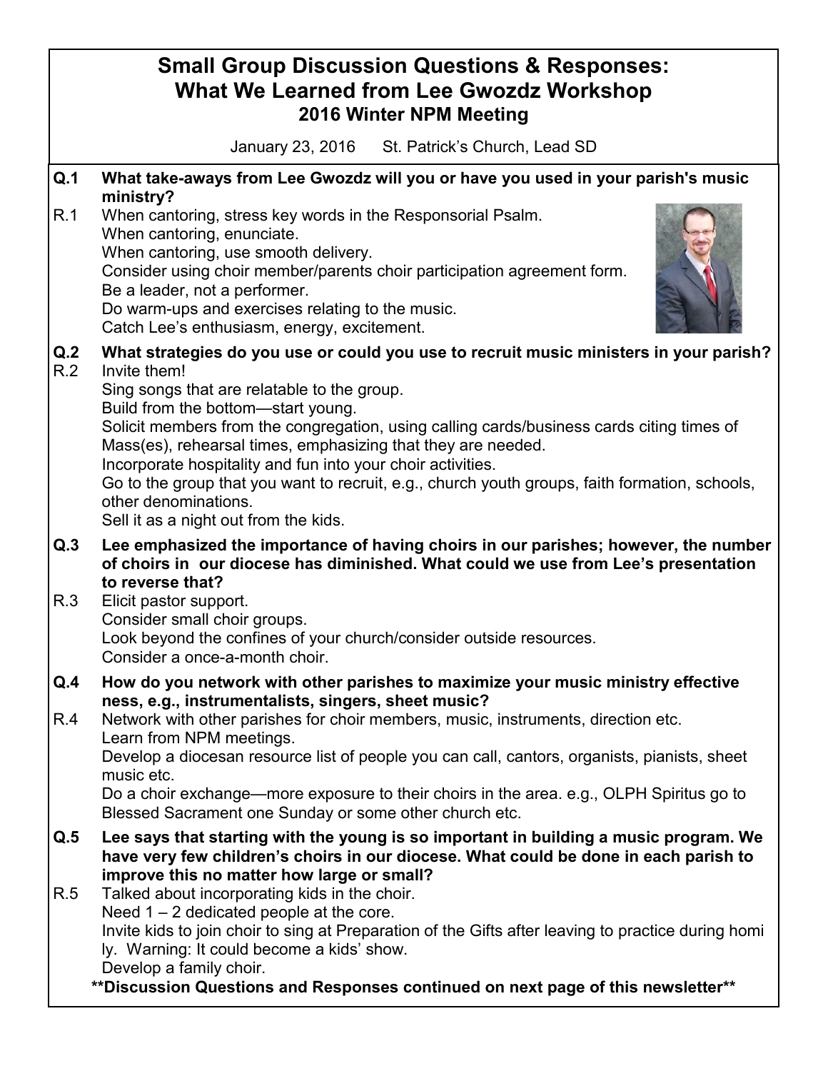# Small Group Discussion Questions & Responses: What We Learned from Lee Gwozdz Workshop

## 2016 Winter NPM Meeting

January 23, 2016 St. Patrick's Church, Lead SD

**Q.1 What take-aways from Lee Gwozdz will you or have you used in your parish's music ministry?**

R.1 When cantoring, stress key words in the Responsorial Psalm.
When cantoring, enunciate.
When cantoring, use smooth delivery.
Consider using choir member/parents choir participation agreement form.
Be a leader, not a performer.
Do warm-ups and exercises relating to the music.
Catch Lee's enthusiasm, energy, excitement.

**Q.2 What strategies do you use or could you use to recruit music ministers in your parish?**

R.2 Invite them!
Sing songs that are relatable to the group.
Build from the bottom—start young.
Solicit members from the congregation, using calling cards/business cards citing times of Mass(es), rehearsal times, emphasizing that they are needed.
Incorporate hospitality and fun into your choir activities.
Go to the group that you want to recruit, e.g., church youth groups, faith formation, schools, other denominations.
Sell it as a night out from the kids.

**Q.3 Lee emphasized the importance of having choirs in our parishes; however, the number of choirs in our diocese has diminished. What could we use from Lee's presentation to reverse that?**

R.3 Elicit pastor support.
Consider small choir groups.
Look beyond the confines of your church/consider outside resources.
Consider a once-a-month choir.

**Q.4 How do you network with other parishes to maximize your music ministry effective ness, e.g., instrumentalists, singers, sheet music?**

R.4 Network with other parishes for choir members, music, instruments, direction etc.
Learn from NPM meetings.
Develop a diocesan resource list of people you can call, cantors, organists, pianists, sheet music etc.
Do a choir exchange—more exposure to their choirs in the area. e.g., OLPH Spiritus go to Blessed Sacrament one Sunday or some other church etc.

**Q.5 Lee says that starting with the young is so important in building a music program. We have very few children's choirs in our diocese. What could be done in each parish to improve this no matter how large or small?**

R.5 Talked about incorporating kids in the choir.
Need 1 – 2 dedicated people at the core.
Invite kids to join choir to sing at Preparation of the Gifts after leaving to practice during homi ly. Warning: It could become a kids' show.
Develop a family choir.

**\*\*Discussion Questions and Responses continued on next page of this newsletter\*\***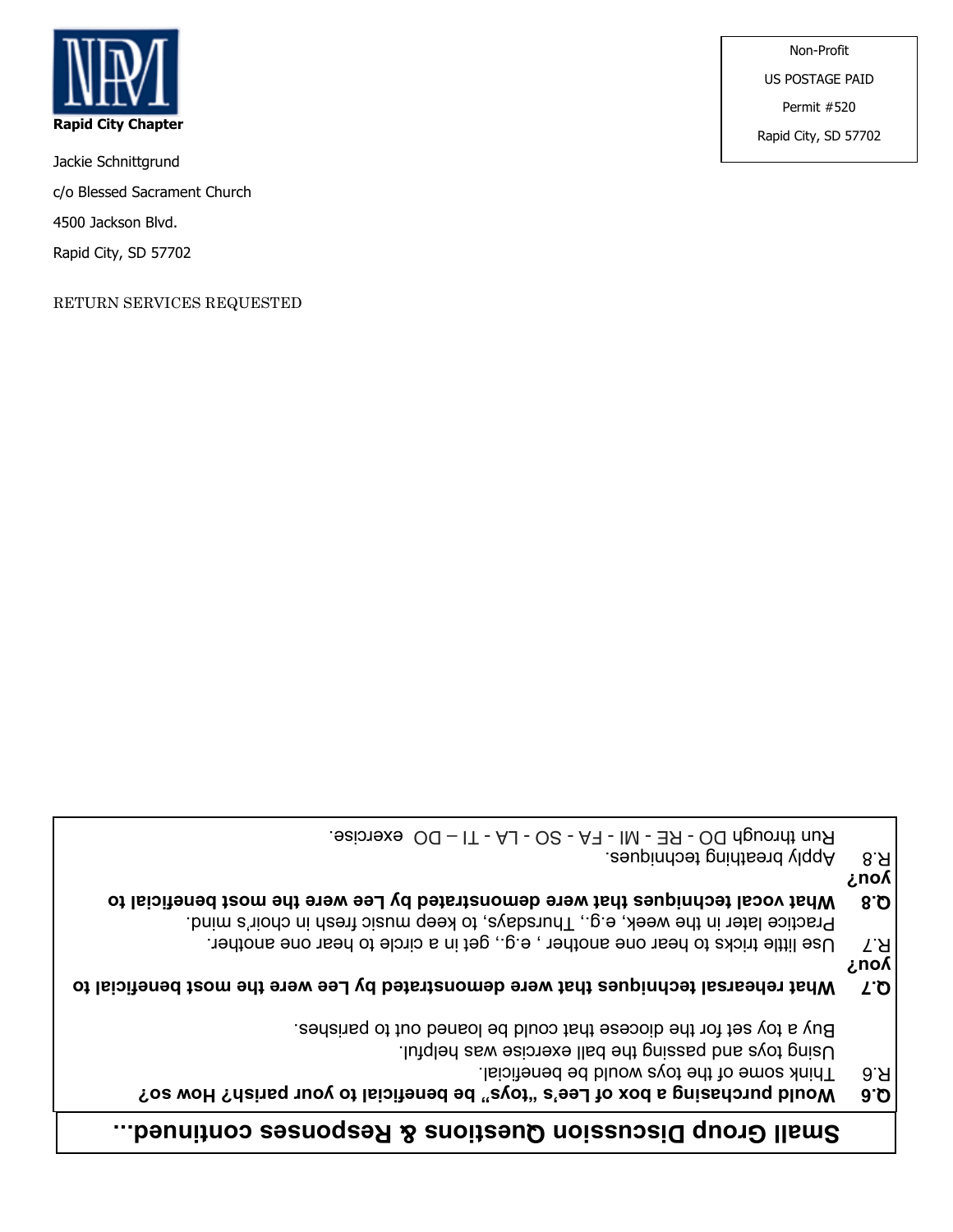**Rapid City Chapter**

Jackie Schnittgrund

c/o Blessed Sacrament Church

4500 Jackson Blvd.

Rapid City, SD 57702

RETURN SERVICES REQUESTED

Non-Profit

US POSTAGE PAID

Permit #520

Rapid City, SD 57702

## Small Group Discussion Questions & Responses continued...

**Q.6 Would purchasing a box of Lee's "toys" be beneficial to your parish? How so?**

R.6 Think some of the toys would be beneficial.
Using toys and passing the ball exercise was helpful.
Buy a toy set for the diocese that could be loaned out to parishes.

**Q.7 What rehearsal techniques that were demonstrated by Lee were the most beneficial to you?**

R.7 Use little tricks to hear one another , e.g., get in a circle to hear one another.
Practice later in the week, e.g., Thursdays, to keep music fresh in choir's mind.

**Q.8 What vocal techniques that were demonstrated by Lee were the most beneficial to you?**

R.8 Apply breathing techniques.
Run through DO - RE - MI - FA - SO - LA - TI – DO exercise.